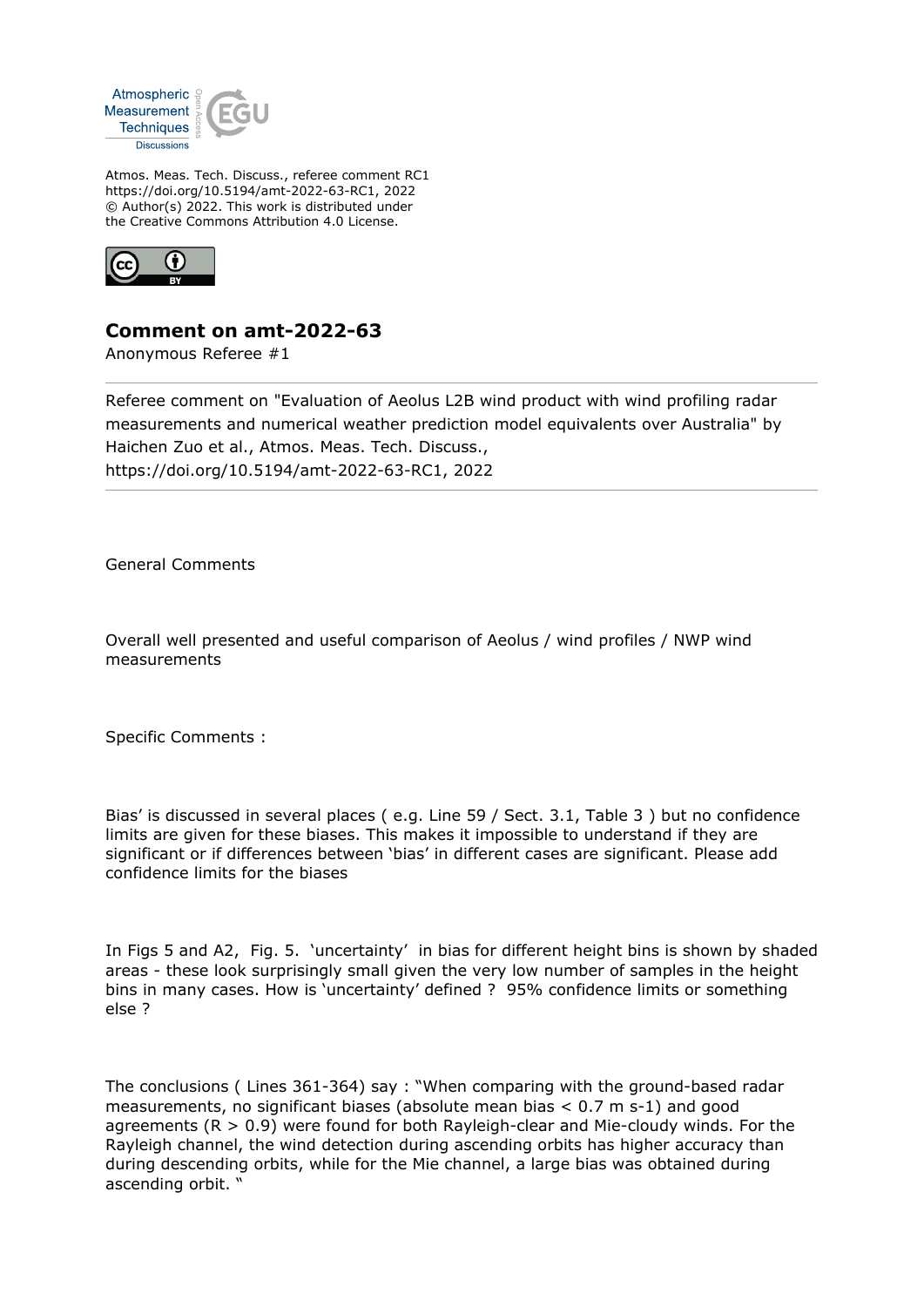Atmos. Meas. Tech. Discuss., referee comment RC1
https://doi.org/10.5194/amt-2022-63-RC1, 2022
© Author(s) 2022. This work is distributed under
the Creative Commons Attribution 4.0 License.

## Comment on amt-2022-63

Anonymous Referee #1

Referee comment on "Evaluation of Aeolus L2B wind product with wind profiling radar measurements and numerical weather prediction model equivalents over Australia" by Haichen Zuo et al., Atmos. Meas. Tech. Discuss., https://doi.org/10.5194/amt-2022-63-RC1, 2022

General Comments

Overall well presented and useful comparison of Aeolus / wind profiles / NWP wind measurements

Specific Comments :

Bias' is discussed in several places ( e.g. Line 59 / Sect. 3.1, Table 3 ) but no confidence limits are given for these biases. This makes it impossible to understand if they are significant or if differences between 'bias' in different cases are significant. Please add confidence limits for the biases

In Figs 5 and A2, Fig. 5. 'uncertainty' in bias for different height bins is shown by shaded areas - these look surprisingly small given the very low number of samples in the height bins in many cases. How is 'uncertainty' defined ? 95% confidence limits or something else ?

The conclusions ( Lines 361-364) say : "When comparing with the ground-based radar measurements, no significant biases (absolute mean bias < 0.7 m s-1) and good agreements ($R > 0.9$) were found for both Rayleigh-clear and Mie-cloudy winds. For the Rayleigh channel, the wind detection during ascending orbits has higher accuracy than during descending orbits, while for the Mie channel, a large bias was obtained during ascending orbit. "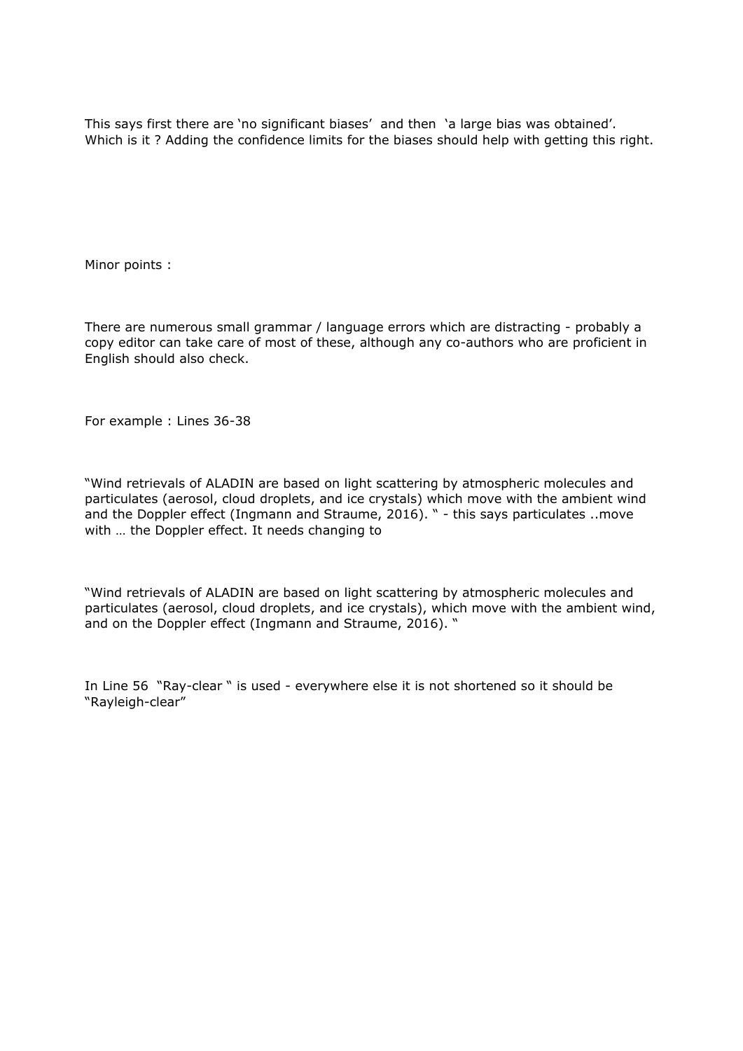This says first there are 'no significant biases' and then 'a large bias was obtained'. Which is it ? Adding the confidence limits for the biases should help with getting this right.

Minor points :

There are numerous small grammar / language errors which are distracting - probably a copy editor can take care of most of these, although any co-authors who are proficient in English should also check.

For example : Lines 36-38

"Wind retrievals of ALADIN are based on light scattering by atmospheric molecules and particulates (aerosol, cloud droplets, and ice crystals) which move with the ambient wind and the Doppler effect (Ingmann and Straume, 2016). " - this says particulates ..move with … the Doppler effect. It needs changing to

"Wind retrievals of ALADIN are based on light scattering by atmospheric molecules and particulates (aerosol, cloud droplets, and ice crystals), which move with the ambient wind, and on the Doppler effect (Ingmann and Straume, 2016). "

In Line 56 "Ray-clear " is used - everywhere else it is not shortened so it should be "Rayleigh-clear"